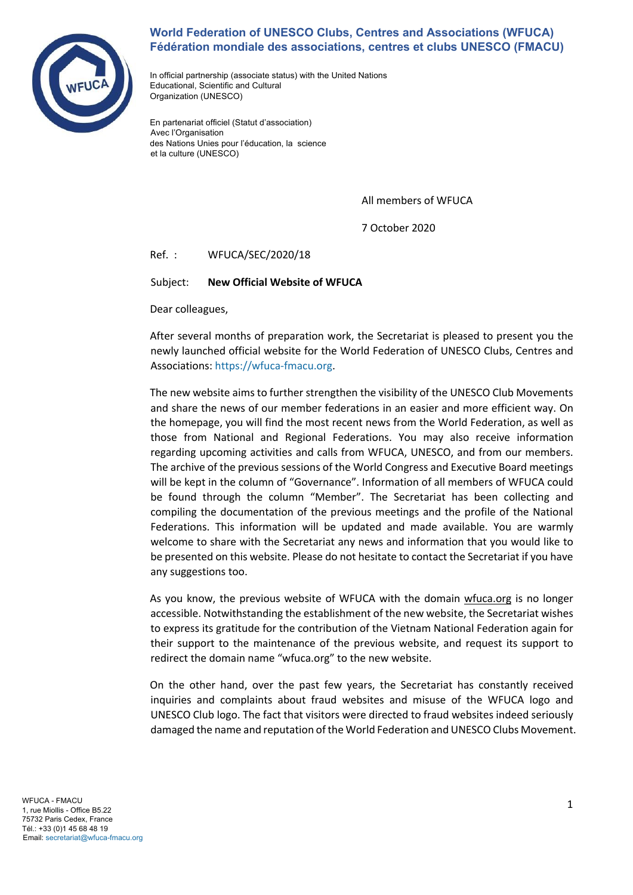**World Federation of UNESCO Clubs, Centres and Associations (WFUCA)**
**Fédération mondiale des associations, centres et clubs UNESCO (FMACU)**

In official partnership (associate status) with the United Nations Educational, Scientific and Cultural Organization (UNESCO)

En partenariat officiel (Statut d'association) Avec l'Organisation des Nations Unies pour l'éducation, la science et la culture (UNESCO)

All members of WFUCA

7 October 2020

Ref. : WFUCA/SEC/2020/18

Subject: **New Official Website of WFUCA**

Dear colleagues,

After several months of preparation work, the Secretariat is pleased to present you the newly launched official website for the World Federation of UNESCO Clubs, Centres and Associations: https://wfuca-fmacu.org.

The new website aims to further strengthen the visibility of the UNESCO Club Movements and share the news of our member federations in an easier and more efficient way. On the homepage, you will find the most recent news from the World Federation, as well as those from National and Regional Federations. You may also receive information regarding upcoming activities and calls from WFUCA, UNESCO, and from our members. The archive of the previous sessions of the World Congress and Executive Board meetings will be kept in the column of "Governance". Information of all members of WFUCA could be found through the column "Member". The Secretariat has been collecting and compiling the documentation of the previous meetings and the profile of the National Federations. This information will be updated and made available. You are warmly welcome to share with the Secretariat any news and information that you would like to be presented on this website. Please do not hesitate to contact the Secretariat if you have any suggestions too.

As you know, the previous website of WFUCA with the domain wfuca.org is no longer accessible. Notwithstanding the establishment of the new website, the Secretariat wishes to express its gratitude for the contribution of the Vietnam National Federation again for their support to the maintenance of the previous website, and request its support to redirect the domain name "wfuca.org" to the new website.

On the other hand, over the past few years, the Secretariat has constantly received inquiries and complaints about fraud websites and misuse of the WFUCA logo and UNESCO Club logo. The fact that visitors were directed to fraud websites indeed seriously damaged the name and reputation of the World Federation and UNESCO Clubs Movement.

WFUCA - FMACU
1, rue Miollis - Office B5.22
75732 Paris Cedex, France
Tél.: +33 (0)1 45 68 48 19
Email: secretariat@wfuca-fmacu.org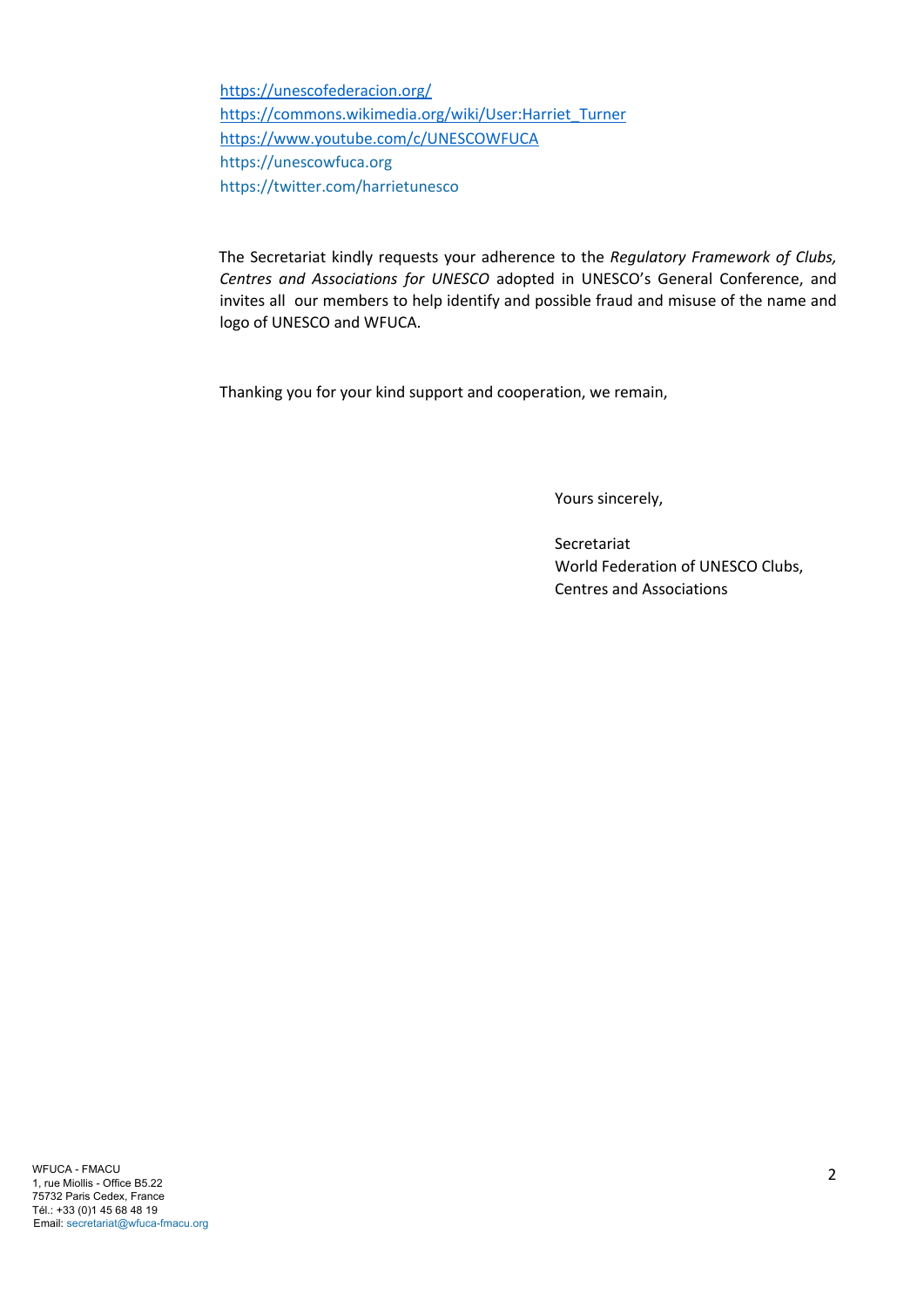https://unescofederacion.org/
https://commons.wikimedia.org/wiki/User:Harriet_Turner
https://www.youtube.com/c/UNESCOWFUCA
https://unescowfuca.org
https://twitter.com/harrietunesco

The Secretariat kindly requests your adherence to the *Regulatory Framework of Clubs, Centres and Associations for UNESCO* adopted in UNESCO's General Conference, and invites all our members to help identify and possible fraud and misuse of the name and logo of UNESCO and WFUCA.

Thanking you for your kind support and cooperation, we remain,

Yours sincerely,

Secretariat
World Federation of UNESCO Clubs,
Centres and Associations

WFUCA - FMACU
1, rue Miollis - Office B5.22
75732 Paris Cedex, France
Tél.: +33 (0)1 45 68 48 19
Email: secretariat@wfuca-fmacu.org